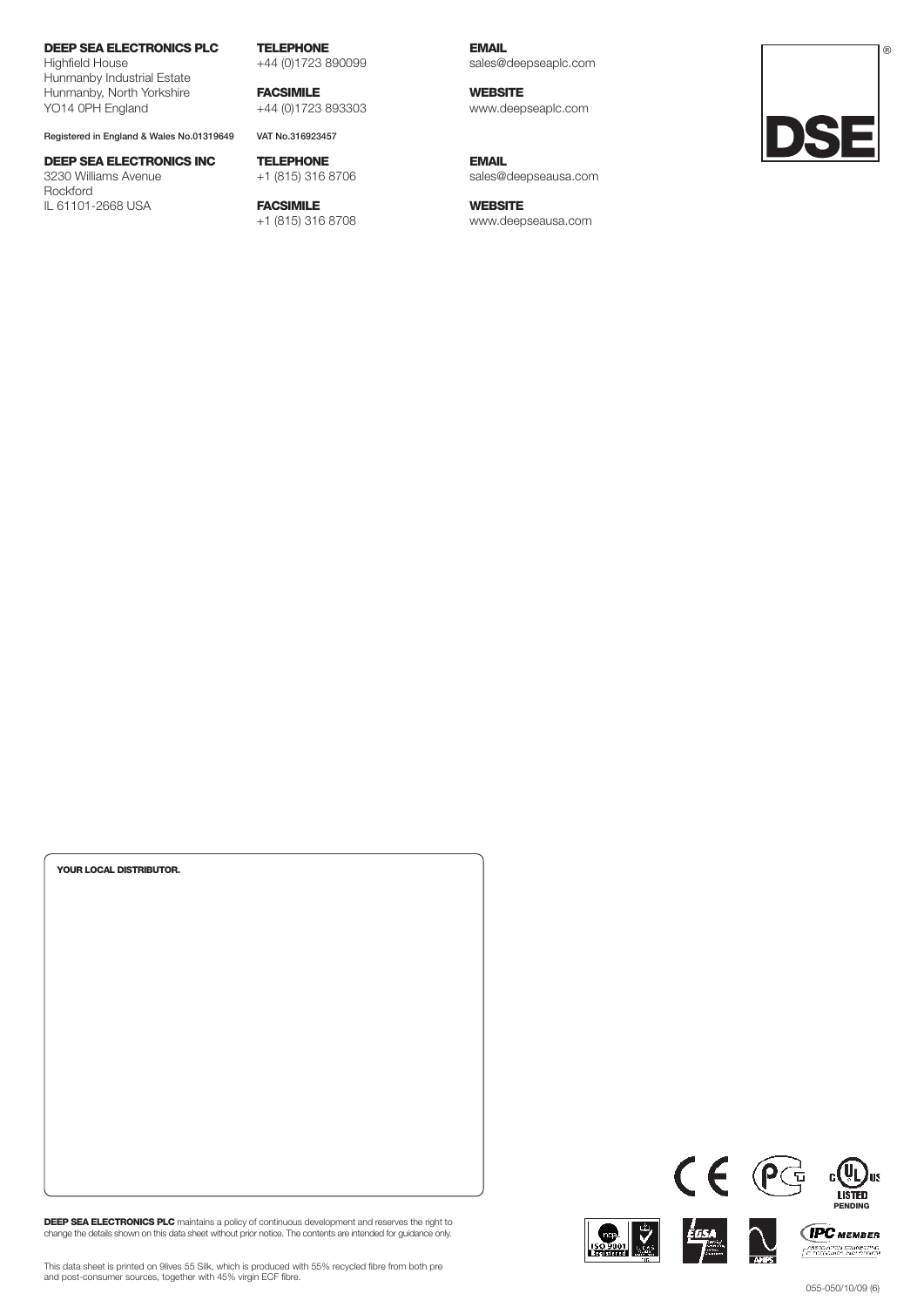**DEEP SEA ELECTRONICS PLC**
Highfield House
Hunmanby Industrial Estate
Hunmanby, North Yorkshire
YO14 0PH England

**TELEPHONE**
+44 (0)1723 890099

**FACSIMILE**
+44 (0)1723 893303

**EMAIL**
sales@deepseaplc.com

**WEBSITE**
www.deepseaplc.com

Registered in England & Wales No.01319649

VAT No.316923457

**DEEP SEA ELECTRONICS INC**
3230 Williams Avenue
Rockford
IL 61101-2668 USA

**TELEPHONE**
+1 (815) 316 8706

**FACSIMILE**
+1 (815) 316 8708

**EMAIL**
sales@deepseausa.com

**WEBSITE**
www.deepseausa.com

DSE®

**YOUR LOCAL DISTRIBUTOR.**

**DEEP SEA ELECTRONICS PLC** maintains a policy of continuous development and reserves the right to change the details shown on this data sheet without prior notice. The contents are intended for guidance only.

This data sheet is printed on 9lives 55 Silk, which is produced with 55% recycled fibre from both pre and post-consumer sources, together with 45% virgin ECF fibre.

LISTED
PENDING

IPC MEMBER

055-050/10/09 (6)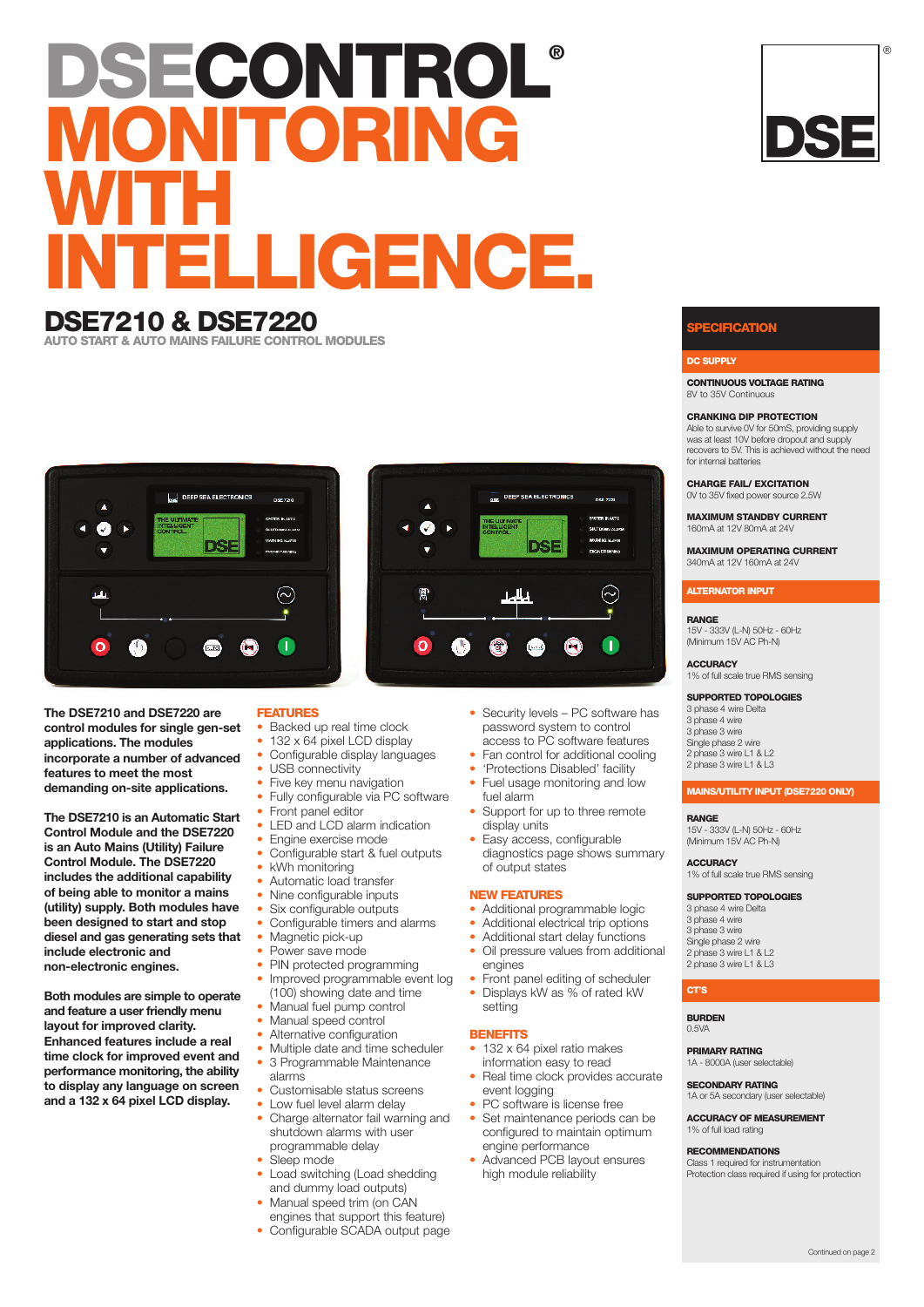# DSECONTROL®
# MONITORING WITH INTELLIGENCE.

## DSE7210 & DSE7220

### AUTO START & AUTO MAINS FAILURE CONTROL MODULES

**The DSE7210 and DSE7220 are control modules for single gen-set applications. The modules incorporate a number of advanced features to meet the most demanding on-site applications.**

**The DSE7210 is an Automatic Start Control Module and the DSE7220 is an Auto Mains (Utility) Failure Control Module. The DSE7220 includes the additional capability of being able to monitor a mains (utility) supply. Both modules have been designed to start and stop diesel and gas generating sets that include electronic and non-electronic engines.**

**Both modules are simple to operate and feature a user friendly menu layout for improved clarity. Enhanced features include a real time clock for improved event and performance monitoring, the ability to display any language on screen and a 132 x 64 pixel LCD display.**

### FEATURES

- Backed up real time clock
- 132 x 64 pixel LCD display
- Configurable display languages
- USB connectivity
- Five key menu navigation
- Fully configurable via PC software
- Front panel editor
- LED and LCD alarm indication
- Engine exercise mode
- Configurable start & fuel outputs
- kWh monitoring
- Automatic load transfer
- Nine configurable inputs
- Six configurable outputs
- Configurable timers and alarms
- Magnetic pick-up
- Power save mode
- PIN protected programming
- Improved programmable event log (100) showing date and time
- Manual fuel pump control
- Manual speed control
- Alternative configuration
- Multiple date and time scheduler
- 3 Programmable Maintenance alarms
- Customisable status screens
- Low fuel level alarm delay
- Charge alternator fail warning and shutdown alarms with user programmable delay
- Sleep mode
- Load switching (Load shedding and dummy load outputs)
- Manual speed trim (on CAN engines that support this feature)
- Configurable SCADA output page
- Security levels – PC software has password system to control access to PC software features
- Fan control for additional cooling
- 'Protections Disabled' facility
- Fuel usage monitoring and low fuel alarm
- Support for up to three remote display units
- Easy access, configurable diagnostics page shows summary of output states

### NEW FEATURES

- Additional programmable logic
- Additional electrical trip options
- Additional start delay functions
- Oil pressure values from additional engines
- Front panel editing of scheduler
- Displays kW as % of rated kW setting

### BENEFITS

- 132 x 64 pixel ratio makes information easy to read
- Real time clock provides accurate event logging
- PC software is license free
- Set maintenance periods can be configured to maintain optimum engine performance
- Advanced PCB layout ensures high module reliability

## SPECIFICATION

### DC SUPPLY

**CONTINUOUS VOLTAGE RATING**
8V to 35V Continuous

**CRANKING DIP PROTECTION**
Able to survive 0V for 50mS, providing supply was at least 10V before dropout and supply recovers to 5V. This is achieved without the need for internal batteries

**CHARGE FAIL/ EXCITATION**
0V to 35V fixed power source 2.5W

**MAXIMUM STANDBY CURRENT**
160mA at 12V 80mA at 24V

**MAXIMUM OPERATING CURRENT**
340mA at 12V 160mA at 24V

### ALTERNATOR INPUT

**RANGE**
15V - 333V (L-N) 50Hz - 60Hz
(Minimum 15V AC Ph-N)

**ACCURACY**
1% of full scale true RMS sensing

**SUPPORTED TOPOLOGIES**
3 phase 4 wire Delta
3 phase 4 wire
3 phase 3 wire
Single phase 2 wire
2 phase 3 wire L1 & L2
2 phase 3 wire L1 & L3

### MAINS/UTILITY INPUT (DSE7220 ONLY)

**RANGE**
15V - 333V (L-N) 50Hz - 60Hz
(Minimum 15V AC Ph-N)

**ACCURACY**
1% of full scale true RMS sensing

**SUPPORTED TOPOLOGIES**
3 phase 4 wire Delta
3 phase 4 wire
3 phase 3 wire
Single phase 2 wire
2 phase 3 wire L1 & L2
2 phase 3 wire L1 & L3

### CT'S

**BURDEN**
0.5VA

**PRIMARY RATING**
1A - 8000A (user selectable)

**SECONDARY RATING**
1A or 5A secondary (user selectable)

**ACCURACY OF MEASUREMENT**
1% of full load rating

**RECOMMENDATIONS**
Class 1 required for instrumentation
Protection class required if using for protection

Continued on page 2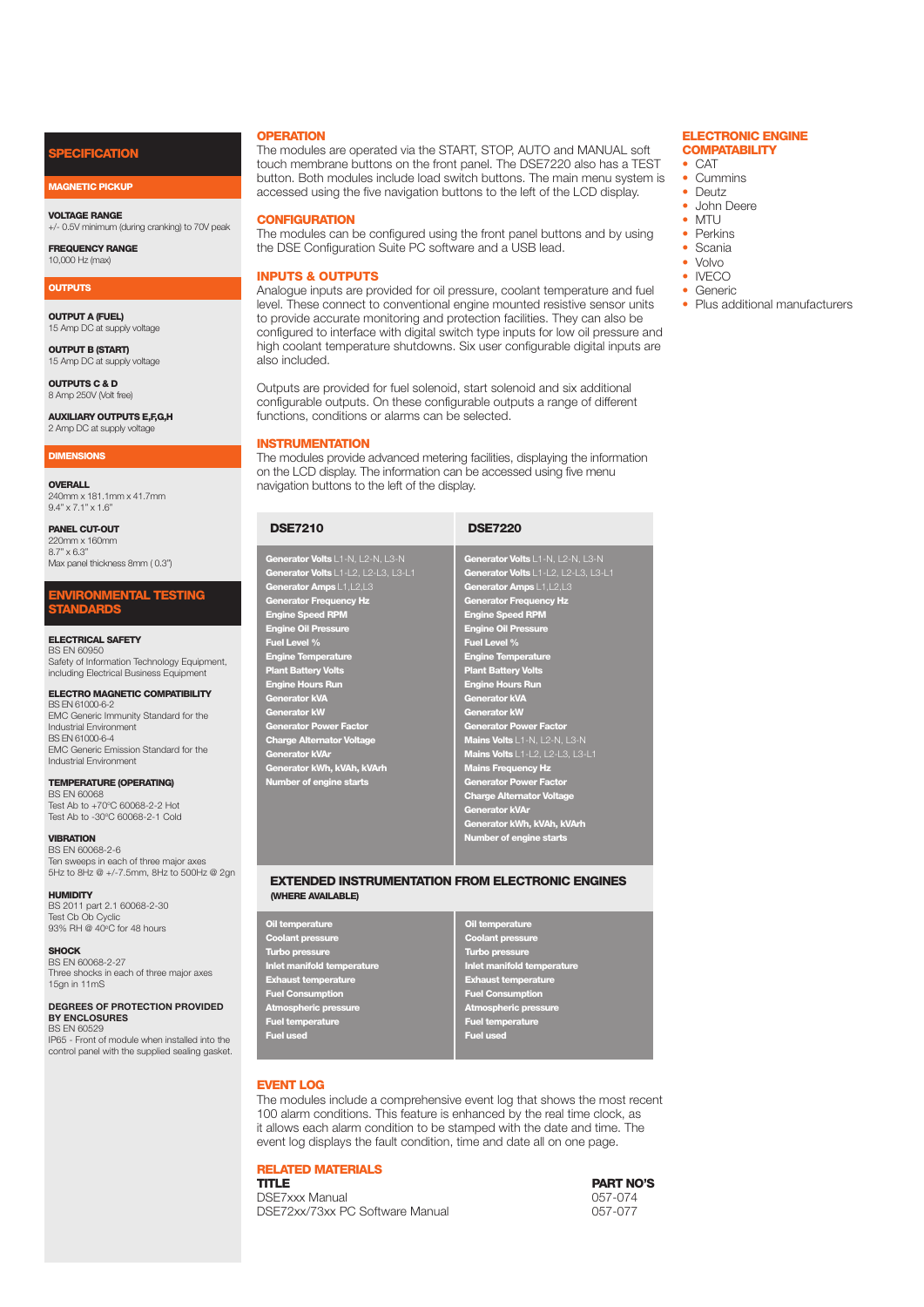## SPECIFICATION

### MAGNETIC PICKUP

**VOLTAGE RANGE**
+/- 0.5V minimum (during cranking) to 70V peak

**FREQUENCY RANGE**
10,000 Hz (max)

### OUTPUTS

**OUTPUT A (FUEL)**
15 Amp DC at supply voltage

**OUTPUT B (START)**
15 Amp DC at supply voltage

**OUTPUTS C & D**
8 Amp 250V (Volt free)

**AUXILIARY OUTPUTS E,F,G,H**
2 Amp DC at supply voltage

### DIMENSIONS

**OVERALL**
240mm x 181.1mm x 41.7mm
9.4" x 7.1" x 1.6"

**PANEL CUT-OUT**
220mm x 160mm
8.7" x 6.3"
Max panel thickness 8mm ( 0.3")

## ENVIRONMENTAL TESTING STANDARDS

**ELECTRICAL SAFETY**
BS EN 60950
Safety of Information Technology Equipment, including Electrical Business Equipment

**ELECTRO MAGNETIC COMPATIBILITY**
BS EN 61000-6-2
EMC Generic Immunity Standard for the Industrial Environment
BS EN 61000-6-4
EMC Generic Emission Standard for the Industrial Environment

**TEMPERATURE (OPERATING)**
BS EN 60068
Test Ab to +70°C 60068-2-2 Hot
Test Ab to -30°C 60068-2-1 Cold

**VIBRATION**
BS EN 60068-2-6
Ten sweeps in each of three major axes
5Hz to 8Hz @ +/-7.5mm, 8Hz to 500Hz @ 2gn

**HUMIDITY**
BS 2011 part 2.1 60068-2-30
Test Cb Ob Cyclic
93% RH @ 40°C for 48 hours

**SHOCK**
BS EN 60068-2-27
Three shocks in each of three major axes
15gn in 11mS

**DEGREES OF PROTECTION PROVIDED BY ENCLOSURES**
BS EN 60529
IP65 - Front of module when installed into the control panel with the supplied sealing gasket.

## OPERATION

The modules are operated via the START, STOP, AUTO and MANUAL soft touch membrane buttons on the front panel. The DSE7220 also has a TEST button. Both modules include load switch buttons. The main menu system is accessed using the five navigation buttons to the left of the LCD display.

## CONFIGURATION

The modules can be configured using the front panel buttons and by using the DSE Configuration Suite PC software and a USB lead.

## INPUTS & OUTPUTS

Analogue inputs are provided for oil pressure, coolant temperature and fuel level. These connect to conventional engine mounted resistive sensor units to provide accurate monitoring and protection facilities. They can also be configured to interface with digital switch type inputs for low oil pressure and high coolant temperature shutdowns. Six user configurable digital inputs are also included.

Outputs are provided for fuel solenoid, start solenoid and six additional configurable outputs. On these configurable outputs a range of different functions, conditions or alarms can be selected.

## INSTRUMENTATION

The modules provide advanced metering facilities, displaying the information on the LCD display. The information can be accessed using five menu navigation buttons to the left of the display.

| DSE7210 | DSE7220 |
|---|---|
| **Generator Volts** L1-N, L2-N, L3-N | **Generator Volts** L1-N, L2-N, L3-N |
| **Generator Volts** L1-L2, L2-L3, L3-L1 | **Generator Volts** L1-L2, L2-L3, L3-L1 |
| **Generator Amps** L1,L2,L3 | **Generator Amps** L1,L2,L3 |
| **Generator Frequency Hz** | **Generator Frequency Hz** |
| **Engine Speed RPM** | **Engine Speed RPM** |
| **Engine Oil Pressure** | **Engine Oil Pressure** |
| **Fuel Level %** | **Fuel Level %** |
| **Engine Temperature** | **Engine Temperature** |
| **Plant Battery Volts** | **Plant Battery Volts** |
| **Engine Hours Run** | **Engine Hours Run** |
| **Generator kVA** | **Generator kVA** |
| **Generator kW** | **Generator kW** |
| **Generator Power Factor** | **Generator Power Factor** |
| **Charge Alternator Voltage** | **Mains Volts** L1-N, L2-N, L3-N |
| **Generator kVAr** | **Mains Volts** L1-L2, L2-L3, L3-L1 |
| **Generator kWh, kVAh, kVArh** | **Mains Frequency Hz** |
| **Number of engine starts** | **Generator Power Factor** |
| | **Charge Alternator Voltage** |
| | **Generator kVAr** |
| | **Generator kWh, kVAh, kVArh** |
| | **Number of engine starts** |

### EXTENDED INSTRUMENTATION FROM ELECTRONIC ENGINES (WHERE AVAILABLE)

| DSE7210 | DSE7220 |
|---|---|
| Oil temperature | Oil temperature |
| Coolant pressure | Coolant pressure |
| Turbo pressure | Turbo pressure |
| Inlet manifold temperature | Inlet manifold temperature |
| Exhaust temperature | Exhaust temperature |
| Fuel Consumption | Fuel Consumption |
| Atmospheric pressure | Atmospheric pressure |
| Fuel temperature | Fuel temperature |
| Fuel used | Fuel used |

## EVENT LOG

The modules include a comprehensive event log that shows the most recent 100 alarm conditions. This feature is enhanced by the real time clock, as it allows each alarm condition to be stamped with the date and time. The event log displays the fault condition, time and date all on one page.

## RELATED MATERIALS

| TITLE | PART NO'S |
|---|---|
| DSE7xxx Manual | 057-074 |
| DSE72xx/73xx PC Software Manual | 057-077 |

## ELECTRONIC ENGINE COMPATABILITY

- CAT
- Cummins
- Deutz
- John Deere
- MTU
- Perkins
- Scania
- Volvo
- IVECO
- Generic
- Plus additional manufacturers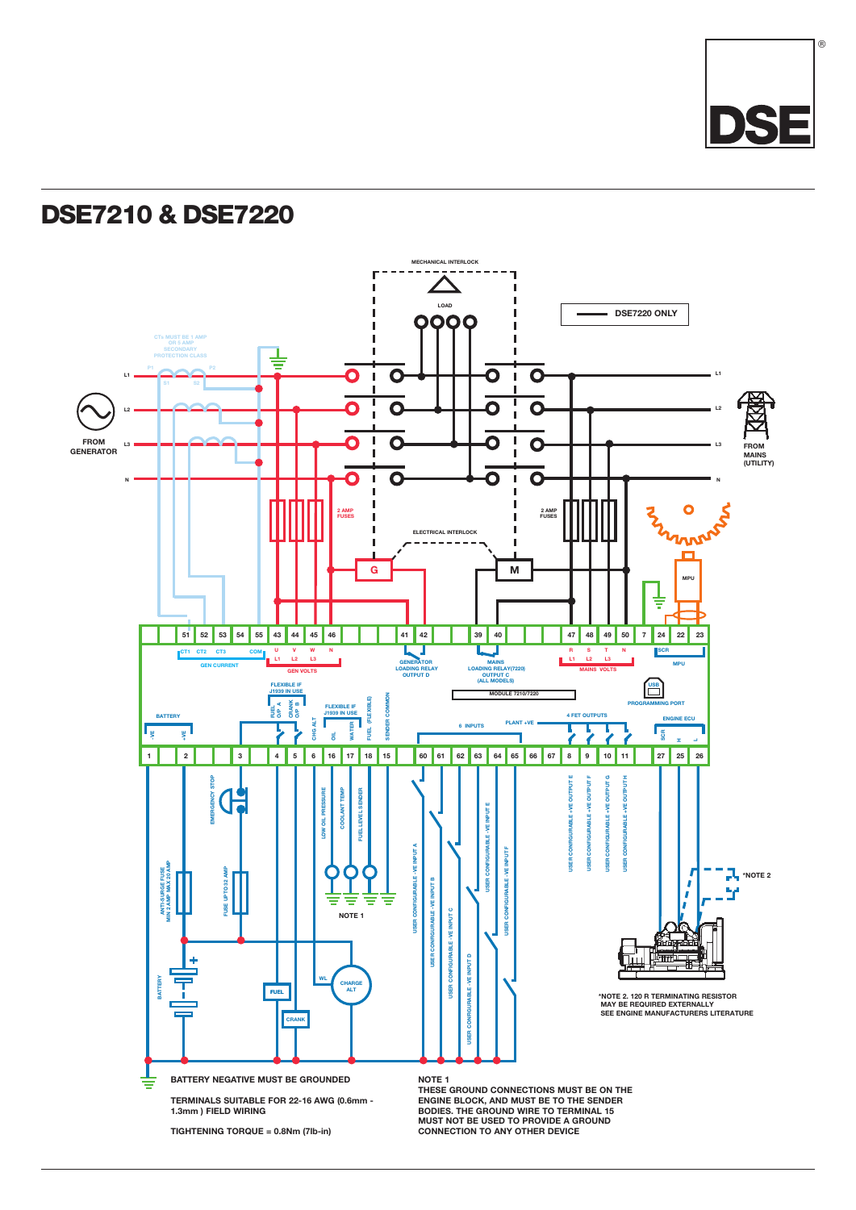# DSE7210 & DSE7220

MECHANICAL INTERLOCK

LOAD

DSE7220 ONLY

CTs MUST BE 1 AMP OR 5 AMP SECONDARY PROTECTION CLASS

P1 P2 S1 S2

L1 L2 L3 N

FROM GENERATOR

FROM MAINS (UTILITY)

2 AMP FUSES

2 AMP FUSES

ELECTRICAL INTERLOCK

G

M

MPU

51 52 53 54 55 43 44 45 46 41 42 39 40 47 48 49 50 7 24 22 23

CT1 CT2 CT3 COM

GEN CURRENT

U V W N
L1 L2 L3

GEN VOLTS

GENERATOR LOADING RELAY OUTPUT D

MAINS LOADING RELAY(7220) OUTPUT C (ALL MODELS)

R S T N
L1 L2 L3

MAINS VOLTS

SCR

MPU

FLEXIBLE IF J1939 IN USE

FUEL O/P A

CRANK O/P B

FLEXIBLE IF J1939 IN USE

MODULE 7210/7220

USB

PROGRAMMING PORT

BATTERY

-VE +VE

CHG ALT

OIL

WATER

FUEL (FLEXIBLE)

SENDER COMMON

6 INPUTS

PLANT +VE

4 FET OUTPUTS

ENGINE ECU

SCR H L

1 2 3 4 5 6 16 17 18 15 60 61 62 63 64 65 66 67 8 9 10 11 27 25 26

EMERGENCY STOP

ANTI-SURGE FUSE MIN 2 AMP MAX 20 AMP

FUSE UP TO 32 AMP

LOW OIL PRESSURE

COOLANT TEMP

FUEL LEVEL SENDER

NOTE 1

USER CONFIGURABLE -VE INPUT A

USER CONFIGURABLE -VE INPUT B

USER CONFIGURABLE -VE INPUT C

USER CONFIGURABLE -VE INPUT D

USER CONFIGURABLE -VE INPUT E

USER CONFIGURABLE -VE INPUT F

USER CONFIGURABLE +VE OUTPUT E

USER CONFIGURABLE +VE OUTPUT F

USER CONFIGURABLE +VE OUTPUT G

USER CONFIGURABLE +VE OUTPUT H

*NOTE 2

BATTERY

FUEL

CRANK

WL

CHARGE ALT

*NOTE 2. 120 R TERMINATING RESISTOR MAY BE REQUIRED EXTERNALLY SEE ENGINE MANUFACTURERS LITERATURE

**BATTERY NEGATIVE MUST BE GROUNDED**

**TERMINALS SUITABLE FOR 22-16 AWG (0.6mm - 1.3mm ) FIELD WIRING**

**TIGHTENING TORQUE = 0.8Nm (7lb-in)**

**NOTE 1**

**THESE GROUND CONNECTIONS MUST BE ON THE ENGINE BLOCK, AND MUST BE TO THE SENDER BODIES. THE GROUND WIRE TO TERMINAL 15 MUST NOT BE USED TO PROVIDE A GROUND CONNECTION TO ANY OTHER DEVICE**